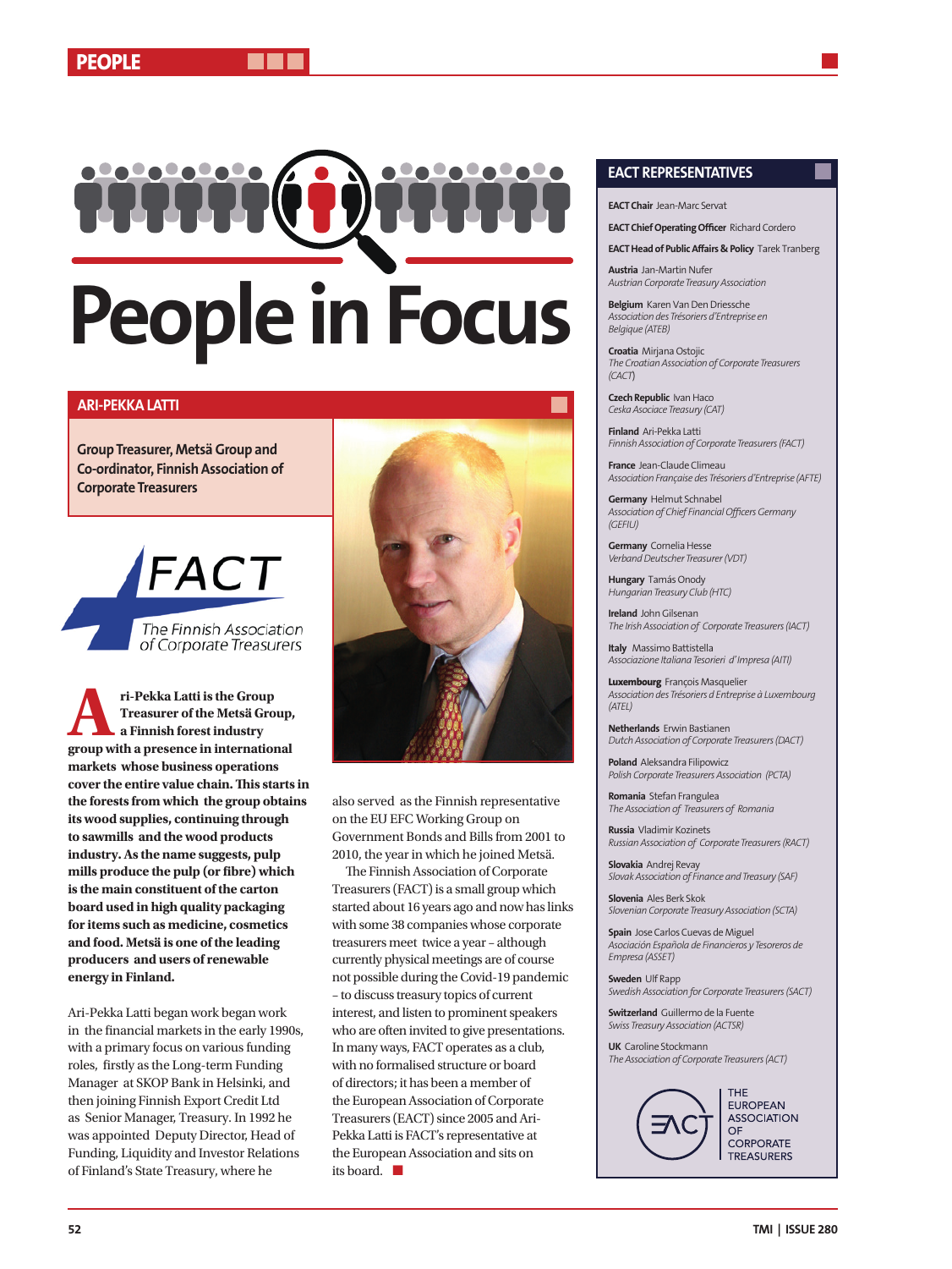# People in Focus

## ARI-PEKKA LATTI

**Group Treasurer, Metsä Group and Co-ordinator, Finnish Association of Corporate Treasurers**

FACT
The Finnish Association of Corporate Treasurers

**Ari-Pekka Latti is the Group Treasurer of the Metsä Group, a Finnish forest industry group with a presence in international markets whose business operations cover the entire value chain. This starts in the forests from which the group obtains its wood supplies, continuing through to sawmills and the wood products industry. As the name suggests, pulp mills produce the pulp (or fibre) which is the main constituent of the carton board used in high quality packaging for items such as medicine, cosmetics and food. Metsä is one of the leading producers and users of renewable energy in Finland.**

Ari-Pekka Latti began work began work in the financial markets in the early 1990s, with a primary focus on various funding roles, firstly as the Long-term Funding Manager at SKOP Bank in Helsinki, and then joining Finnish Export Credit Ltd as Senior Manager, Treasury. In 1992 he was appointed Deputy Director, Head of Funding, Liquidity and Investor Relations of Finland's State Treasury, where he also served as the Finnish representative on the EU EFC Working Group on Government Bonds and Bills from 2001 to 2010, the year in which he joined Metsä.

The Finnish Association of Corporate Treasurers (FACT) is a small group which started about 16 years ago and now has links with some 38 companies whose corporate treasurers meet twice a year – although currently physical meetings are of course not possible during the Covid-19 pandemic – to discuss treasury topics of current interest, and listen to prominent speakers who are often invited to give presentations. In many ways, FACT operates as a club, with no formalised structure or board of directors; it has been a member of the European Association of Corporate Treasurers (EACT) since 2005 and Ari-Pekka Latti is FACT's representative at the European Association and sits on its board. ■

## EACT REPRESENTATIVES

**EACT Chair** Jean-Marc Servat

**EACT Chief Operating Officer** Richard Cordero

**EACT Head of Public Affairs & Policy** Tarek Tranberg

**Austria** Jan-Martin Nufer
*Austrian Corporate Treasury Association*

**Belgium** Karen Van Den Driessche
*Association des Trésoriers d'Entreprise en Belgique (ATEB)*

**Croatia** Mirjana Ostojic
*The Croatian Association of Corporate Treasurers (CACT)*

**Czech Republic** Ivan Haco
*Ceska Asociace Treasury (CAT)*

**Finland** Ari-Pekka Latti
*Finnish Association of Corporate Treasurers (FACT)*

**France** Jean-Claude Climeau
*Association Française des Trésoriers d'Entreprise (AFTE)*

**Germany** Helmut Schnabel
*Association of Chief Financial Officers Germany (GEFIU)*

**Germany** Cornelia Hesse
*Verband Deutscher Treasurer (VDT)*

**Hungary** Tamás Onody
*Hungarian Treasury Club (HTC)*

**Ireland** John Gilsenan
*The Irish Association of Corporate Treasurers (IACT)*

**Italy** Massimo Battistella
*Associazione Italiana Tesorieri d'Impresa (AITI)*

**Luxembourg** François Masquelier
*Association des Trésoriers d Entreprise à Luxembourg (ATEL)*

**Netherlands** Erwin Bastianen
*Dutch Association of Corporate Treasurers (DACT)*

**Poland** Aleksandra Filipowicz
*Polish Corporate Treasurers Association (PCTA)*

**Romania** Stefan Frangulea
*The Association of Treasurers of Romania*

**Russia** Vladimir Kozinets
*Russian Association of Corporate Treasurers (RACT)*

**Slovakia** Andrej Revay
*Slovak Association of Finance and Treasury (SAF)*

**Slovenia** Ales Berk Skok
*Slovenian Corporate Treasury Association (SCTA)*

**Spain** Jose Carlos Cuevas de Miguel
*Asociación Española de Financieros y Tesoreros de Empresa (ASSET)*

**Sweden** Ulf Rapp
*Swedish Association for Corporate Treasurers (SACT)*

**Switzerland** Guillermo de la Fuente
*Swiss Treasury Association (ACTSR)*

**UK** Caroline Stockmann
*The Association of Corporate Treasurers (ACT)*

EACT – THE EUROPEAN ASSOCIATION OF CORPORATE TREASURERS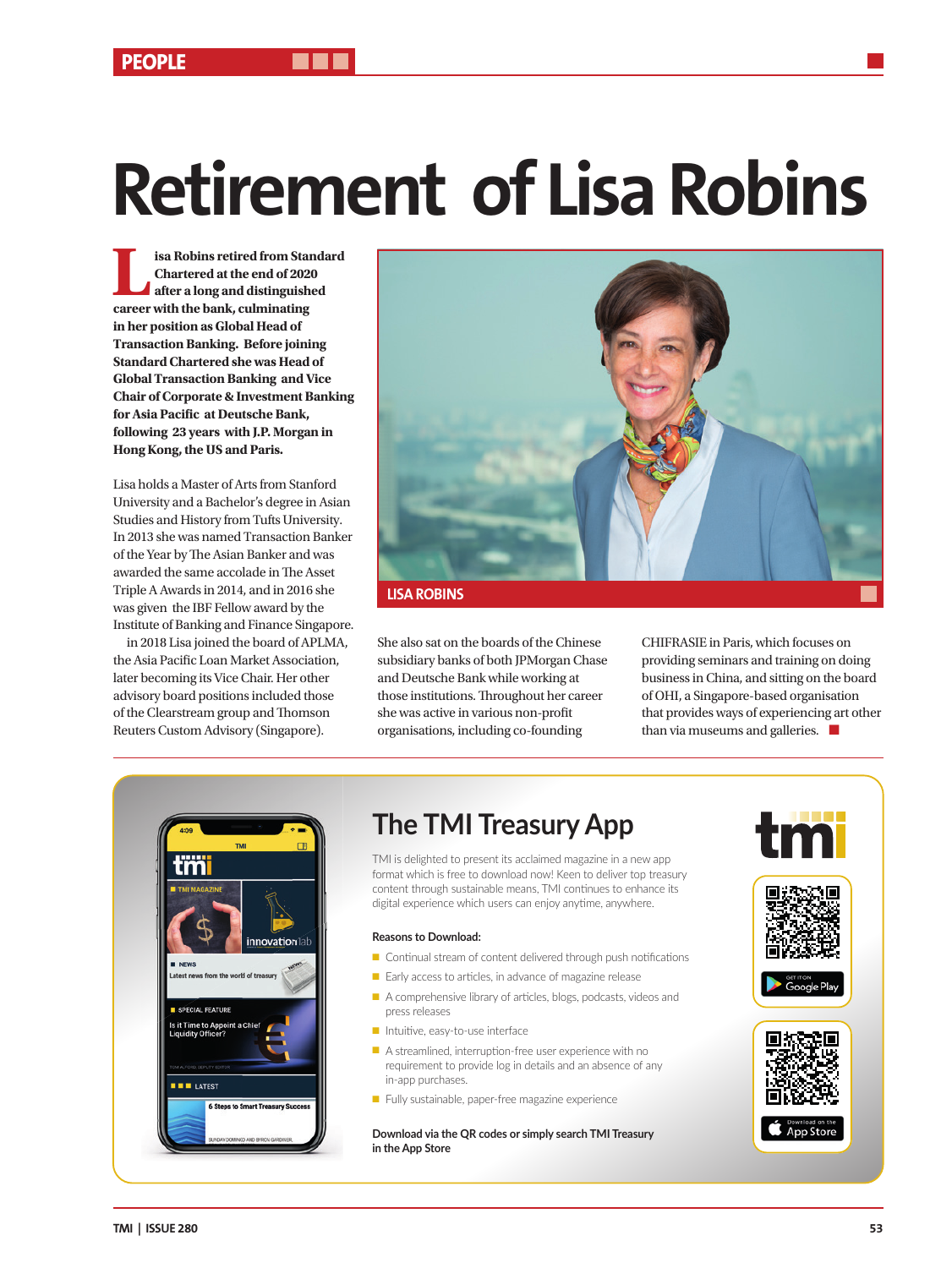# Retirement of Lisa Robins

**Lisa Robins retired from Standard Chartered at the end of 2020 after a long and distinguished career with the bank, culminating in her position as Global Head of Transaction Banking. Before joining Standard Chartered she was Head of Global Transaction Banking and Vice Chair of Corporate & Investment Banking for Asia Pacific at Deutsche Bank, following 23 years with J.P. Morgan in Hong Kong, the US and Paris.**

Lisa holds a Master of Arts from Stanford University and a Bachelor's degree in Asian Studies and History from Tufts University. In 2013 she was named Transaction Banker of the Year by The Asian Banker and was awarded the same accolade in The Asset Triple A Awards in 2014, and in 2016 she was given the IBF Fellow award by the Institute of Banking and Finance Singapore.

In 2018 Lisa joined the board of APLMA, the Asia Pacific Loan Market Association, later becoming its Vice Chair. Her other advisory board positions included those of the Clearstream group and Thomson Reuters Custom Advisory (Singapore).

LISA ROBINS

She also sat on the boards of the Chinese subsidiary banks of both JPMorgan Chase and Deutsche Bank while working at those institutions. Throughout her career she was active in various non-profit organisations, including co-founding CHIFRASIE in Paris, which focuses on providing seminars and training on doing business in China, and sitting on the board of OHI, a Singapore-based organisation that provides ways of experiencing art other than via museums and galleries.

## The TMI Treasury App

TMI is delighted to present its acclaimed magazine in a new app format which is free to download now! Keen to deliver top treasury content through sustainable means, TMI continues to enhance its digital experience which users can enjoy anytime, anywhere.

**Reasons to Download:**

- Continual stream of content delivered through push notifications
- Early access to articles, in advance of magazine release
- A comprehensive library of articles, blogs, podcasts, videos and press releases
- Intuitive, easy-to-use interface
- A streamlined, interruption-free user experience with no requirement to provide log in details and an absence of any in-app purchases.
- Fully sustainable, paper-free magazine experience

**Download via the QR codes or simply search TMI Treasury in the App Store**

GET IT ON Google Play

Download on the App Store